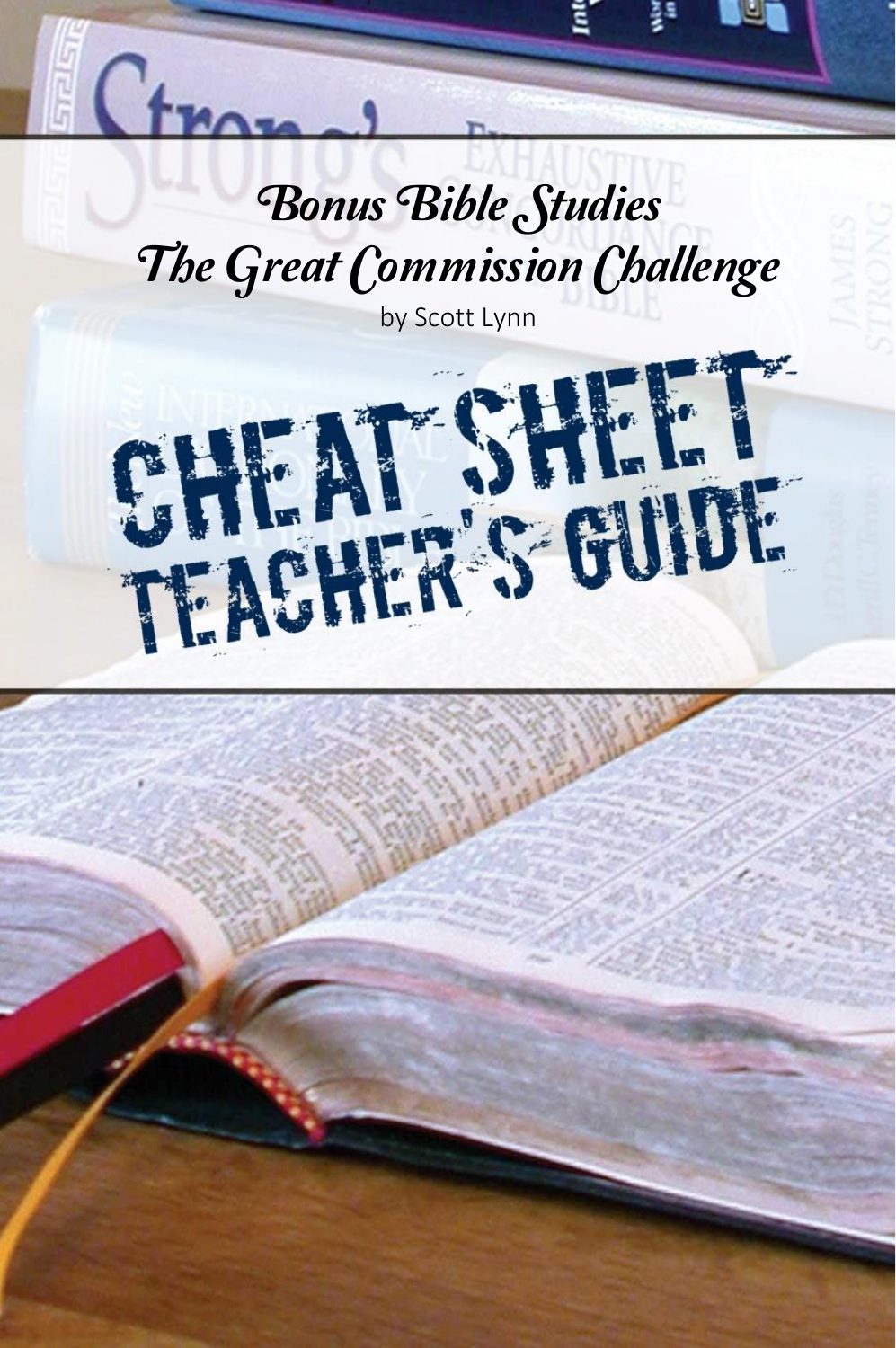# Bonus Bible Studies
# The Great Commission Challenge

by Scott Lynn

# CHEAT SHEET TEACHER'S GUIDE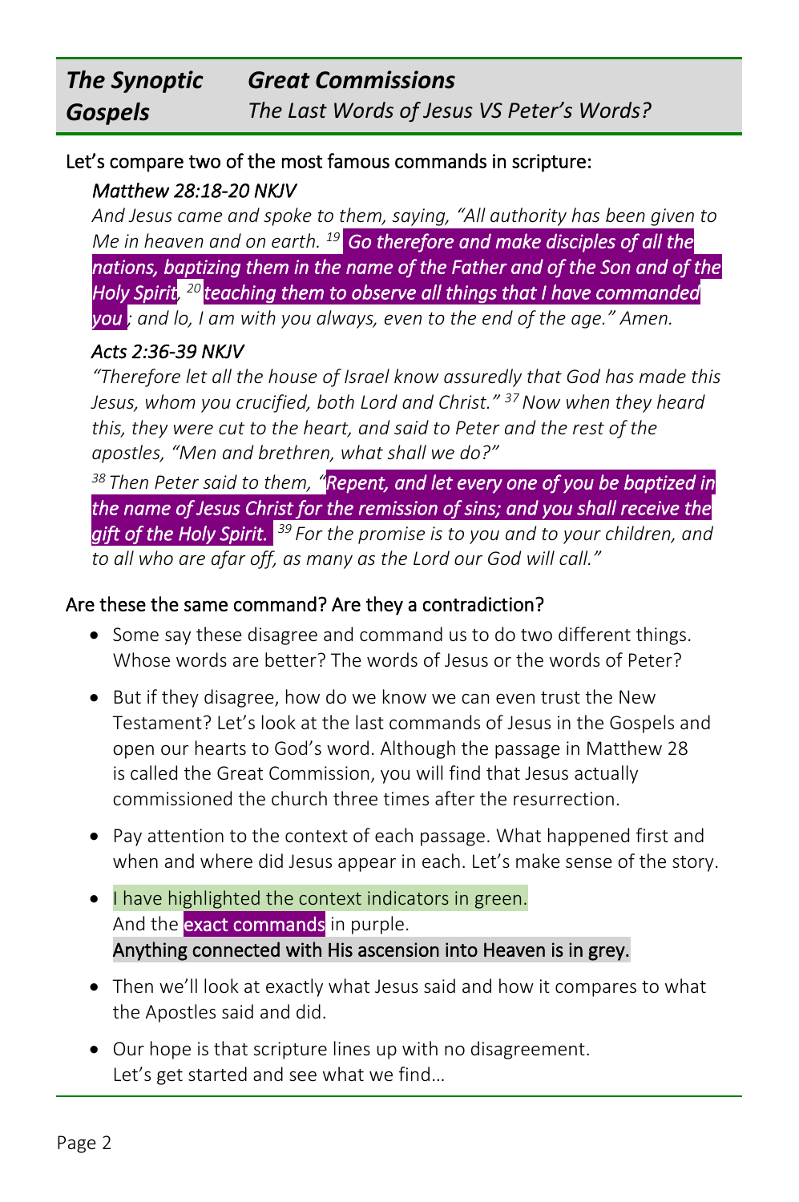| *The Synoptic Gospels* | ***Great Commissions*** *The Last Words of Jesus VS Peter's Words?* |
|---|---|

Let's compare two of the most famous commands in scripture:

*Matthew 28:18-20 NKJV*

*And Jesus came and spoke to them, saying, "All authority has been given to Me in heaven and on earth. [19] **Go therefore and make disciples of all the nations, baptizing them in the name of the Father and of the Son and of the Holy Spirit**, [20] **teaching them to observe all things that I have commanded you**; and lo, I am with you always, even to the end of the age." Amen.*

*Acts 2:36-39 NKJV*

*"Therefore let all the house of Israel know assuredly that God has made this Jesus, whom you crucified, both Lord and Christ." [37] Now when they heard this, they were cut to the heart, and said to Peter and the rest of the apostles, "Men and brethren, what shall we do?"*

*[38] Then Peter said to them, "**Repent, and let every one of you be baptized in the name of Jesus Christ for the remission of sins; and you shall receive the gift of the Holy Spirit.** [39] For the promise is to you and to your children, and to all who are afar off, as many as the Lord our God will call."*

Are these the same command? Are they a contradiction?

- Some say these disagree and command us to do two different things. Whose words are better? The words of Jesus or the words of Peter?
- But if they disagree, how do we know we can even trust the New Testament? Let's look at the last commands of Jesus in the Gospels and open our hearts to God's word. Although the passage in Matthew 28 is called the Great Commission, you will find that Jesus actually commissioned the church three times after the resurrection.
- Pay attention to the context of each passage. What happened first and when and where did Jesus appear in each. Let's make sense of the story.
- I have highlighted the context indicators in green.
  And the exact commands in purple.
  Anything connected with His ascension into Heaven is in grey.
- Then we'll look at exactly what Jesus said and how it compares to what the Apostles said and did.
- Our hope is that scripture lines up with no disagreement.
  Let's get started and see what we find…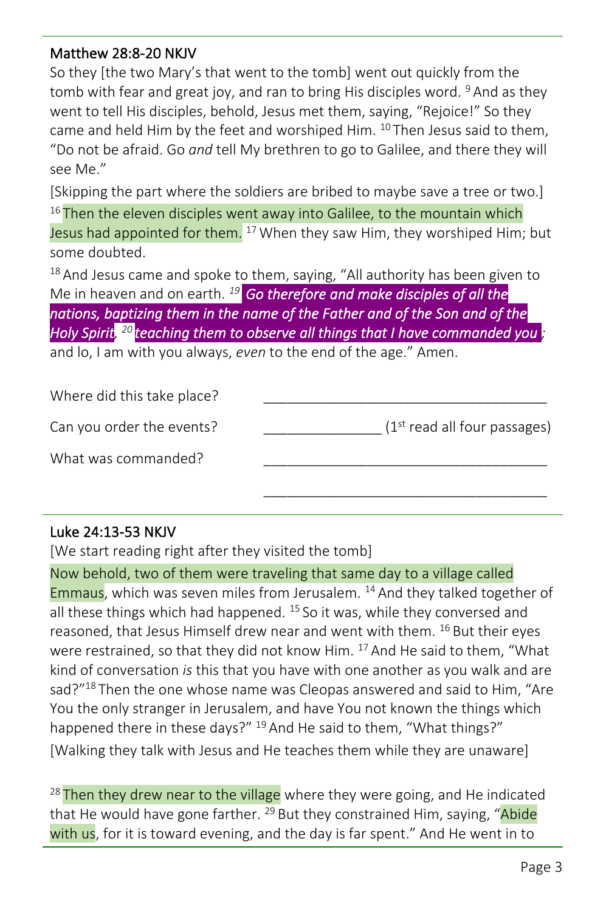## Matthew 28:8-20 NKJV

So they [the two Mary's that went to the tomb] went out quickly from the tomb with fear and great joy, and ran to bring His disciples word. [9] And as they went to tell His disciples, behold, Jesus met them, saying, "Rejoice!" So they came and held Him by the feet and worshiped Him. [10] Then Jesus said to them, "Do not be afraid. Go *and* tell My brethren to go to Galilee, and there they will see Me."

[Skipping the part where the soldiers are bribed to maybe save a tree or two.]

[16] Then the eleven disciples went away into Galilee, to the mountain which Jesus had appointed for them. [17] When they saw Him, they worshiped Him; but some doubted.

[18] And Jesus came and spoke to them, saying, "All authority has been given to Me in heaven and on earth. [19] ***Go therefore and make disciples of all the nations, baptizing them in the name of the Father and of the Son and of the Holy Spirit***, [20] ***teaching them to observe all things that I have commanded you***; and lo, I am with you always, *even* to the end of the age." Amen.

Where did this take place? ___________________________________

Can you order the events? _______________ (1st read all four passages)

What was commanded? ___________________________________

___________________________________

## Luke 24:13-53 NKJV

[We start reading right after they visited the tomb]

Now behold, two of them were traveling that same day to a village called Emmaus, which was seven miles from Jerusalem. [14] And they talked together of all these things which had happened. [15] So it was, while they conversed and reasoned, that Jesus Himself drew near and went with them. [16] But their eyes were restrained, so that they did not know Him. [17] And He said to them, "What kind of conversation *is* this that you have with one another as you walk and are sad?"[18] Then the one whose name was Cleopas answered and said to Him, "Are You the only stranger in Jerusalem, and have You not known the things which happened there in these days?" [19] And He said to them, "What things?"

[Walking they talk with Jesus and He teaches them while they are unaware]

[28] Then they drew near to the village where they were going, and He indicated that He would have gone farther. [29] But they constrained Him, saying, "Abide with us, for it is toward evening, and the day is far spent." And He went in to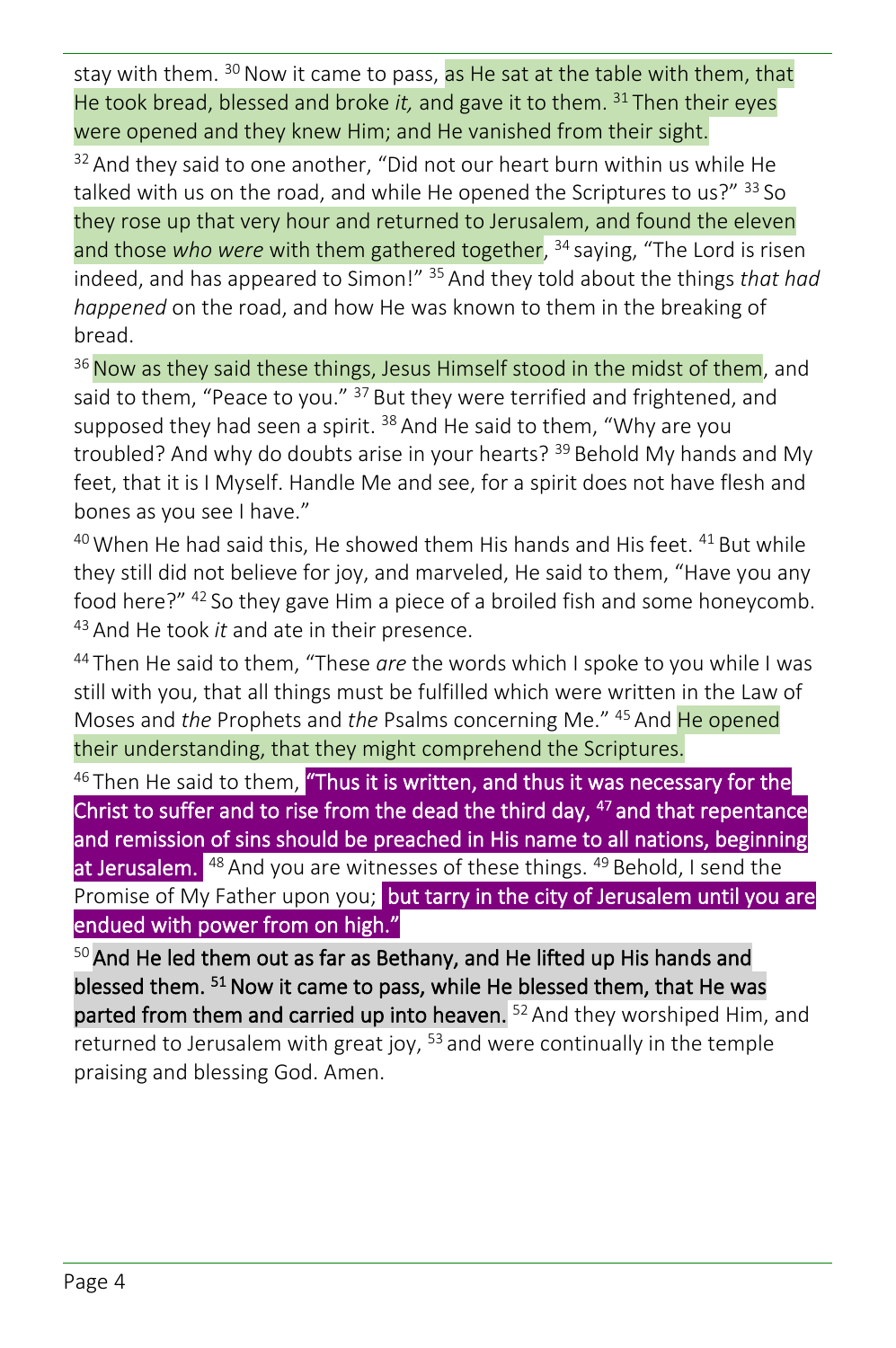stay with them. [30] Now it came to pass, as He sat at the table with them, that He took bread, blessed and broke *it,* and gave it to them. [31] Then their eyes were opened and they knew Him; and He vanished from their sight.

[32] And they said to one another, "Did not our heart burn within us while He talked with us on the road, and while He opened the Scriptures to us?" [33] So they rose up that very hour and returned to Jerusalem, and found the eleven and those *who were* with them gathered together, [34] saying, "The Lord is risen indeed, and has appeared to Simon!" [35] And they told about the things *that had happened* on the road, and how He was known to them in the breaking of bread.

[36] Now as they said these things, Jesus Himself stood in the midst of them, and said to them, "Peace to you." [37] But they were terrified and frightened, and supposed they had seen a spirit. [38] And He said to them, "Why are you troubled? And why do doubts arise in your hearts? [39] Behold My hands and My feet, that it is I Myself. Handle Me and see, for a spirit does not have flesh and bones as you see I have."

[40] When He had said this, He showed them His hands and His feet. [41] But while they still did not believe for joy, and marveled, He said to them, "Have you any food here?" [42] So they gave Him a piece of a broiled fish and some honeycomb. [43] And He took *it* and ate in their presence.

[44] Then He said to them, "These *are* the words which I spoke to you while I was still with you, that all things must be fulfilled which were written in the Law of Moses and *the* Prophets and *the* Psalms concerning Me." [45] And He opened their understanding, that they might comprehend the Scriptures.

[46] Then He said to them, "Thus it is written, and thus it was necessary for the Christ to suffer and to rise from the dead the third day, [47] and that repentance and remission of sins should be preached in His name to all nations, beginning at Jerusalem. [48] And you are witnesses of these things. [49] Behold, I send the Promise of My Father upon you; but tarry in the city of Jerusalem until you are endued with power from on high."

[50] And He led them out as far as Bethany, and He lifted up His hands and blessed them. [51] Now it came to pass, while He blessed them, that He was parted from them and carried up into heaven. [52] And they worshiped Him, and returned to Jerusalem with great joy, [53] and were continually in the temple praising and blessing God. Amen.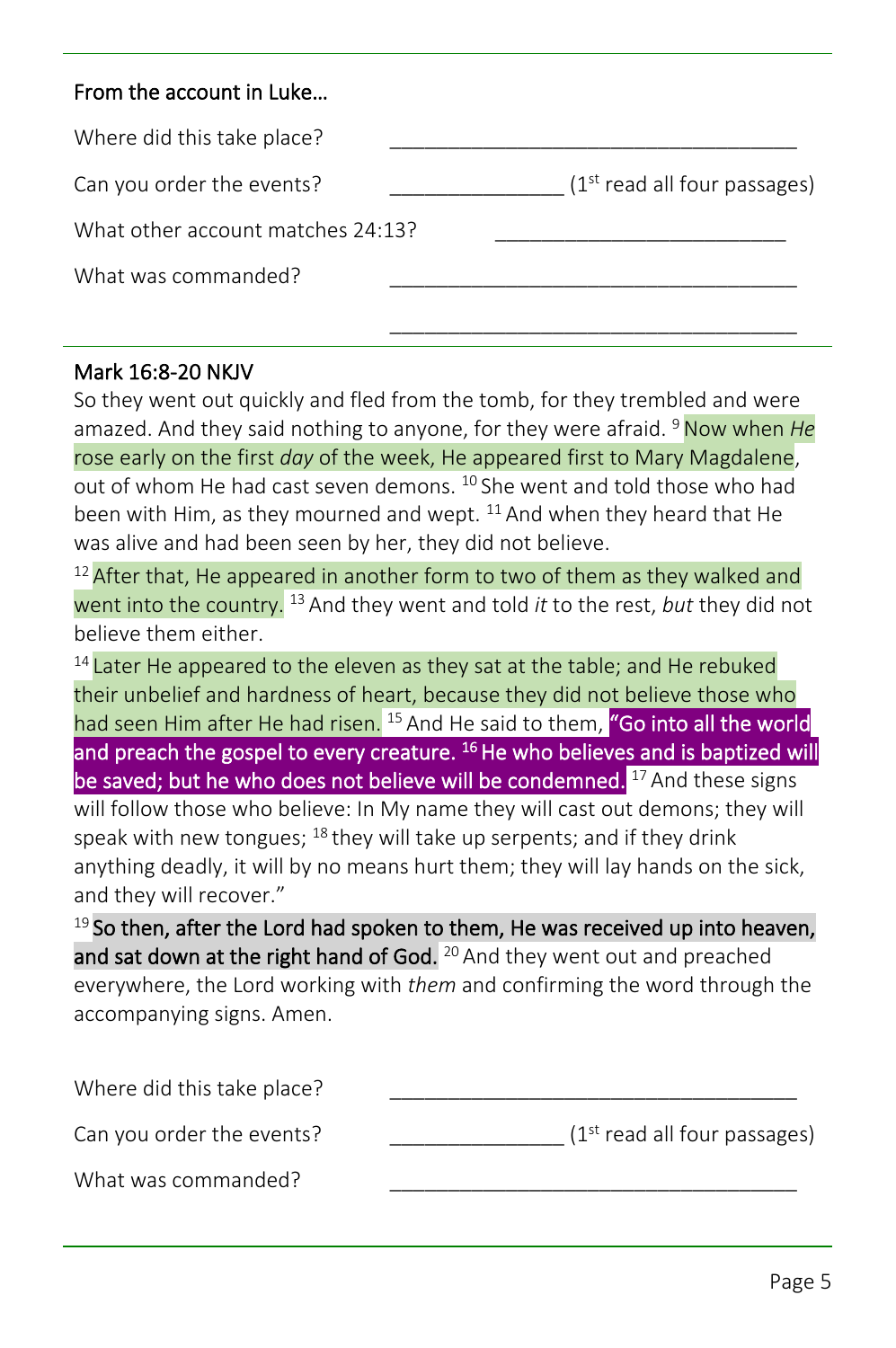**From the account in Luke…**

Where did this take place? \_\_\_\_\_\_\_\_\_\_\_\_\_\_\_\_\_\_\_\_\_\_\_\_\_\_\_\_\_\_\_\_\_\_\_\_

Can you order the events? \_\_\_\_\_\_\_\_\_\_\_\_\_\_\_ (1st read all four passages)

What other account matches 24:13? \_\_\_\_\_\_\_\_\_\_\_\_\_\_\_\_\_\_\_\_\_\_\_\_\_\_

What was commanded? \_\_\_\_\_\_\_\_\_\_\_\_\_\_\_\_\_\_\_\_\_\_\_\_\_\_\_\_\_\_\_\_\_\_\_\_

\_\_\_\_\_\_\_\_\_\_\_\_\_\_\_\_\_\_\_\_\_\_\_\_\_\_\_\_\_\_\_\_\_\_\_\_

---

**Mark 16:8-20 NKJV**

So they went out quickly and fled from the tomb, for they trembled and were amazed. And they said nothing to anyone, for they were afraid. [9] Now when *He* rose early on the first *day* of the week, He appeared first to Mary Magdalene, out of whom He had cast seven demons. [10] She went and told those who had been with Him, as they mourned and wept. [11] And when they heard that He was alive and had been seen by her, they did not believe.

[12] After that, He appeared in another form to two of them as they walked and went into the country. [13] And they went and told *it* to the rest, *but* they did not believe them either.

[14] Later He appeared to the eleven as they sat at the table; and He rebuked their unbelief and hardness of heart, because they did not believe those who had seen Him after He had risen. [15] And He said to them, **"Go into all the world and preach the gospel to every creature. [16] He who believes and is baptized will be saved; but he who does not believe will be condemned.** [17] And these signs will follow those who believe: In My name they will cast out demons; they will speak with new tongues; [18] they will take up serpents; and if they drink anything deadly, it will by no means hurt them; they will lay hands on the sick, and they will recover."

[19] **So then, after the Lord had spoken to them, He was received up into heaven, and sat down at the right hand of God.** [20] And they went out and preached everywhere, the Lord working with *them* and confirming the word through the accompanying signs. Amen.

Where did this take place? \_\_\_\_\_\_\_\_\_\_\_\_\_\_\_\_\_\_\_\_\_\_\_\_\_\_\_\_\_\_\_\_\_\_\_\_

Can you order the events? \_\_\_\_\_\_\_\_\_\_\_\_\_\_\_ (1st read all four passages)

What was commanded? \_\_\_\_\_\_\_\_\_\_\_\_\_\_\_\_\_\_\_\_\_\_\_\_\_\_\_\_\_\_\_\_\_\_\_\_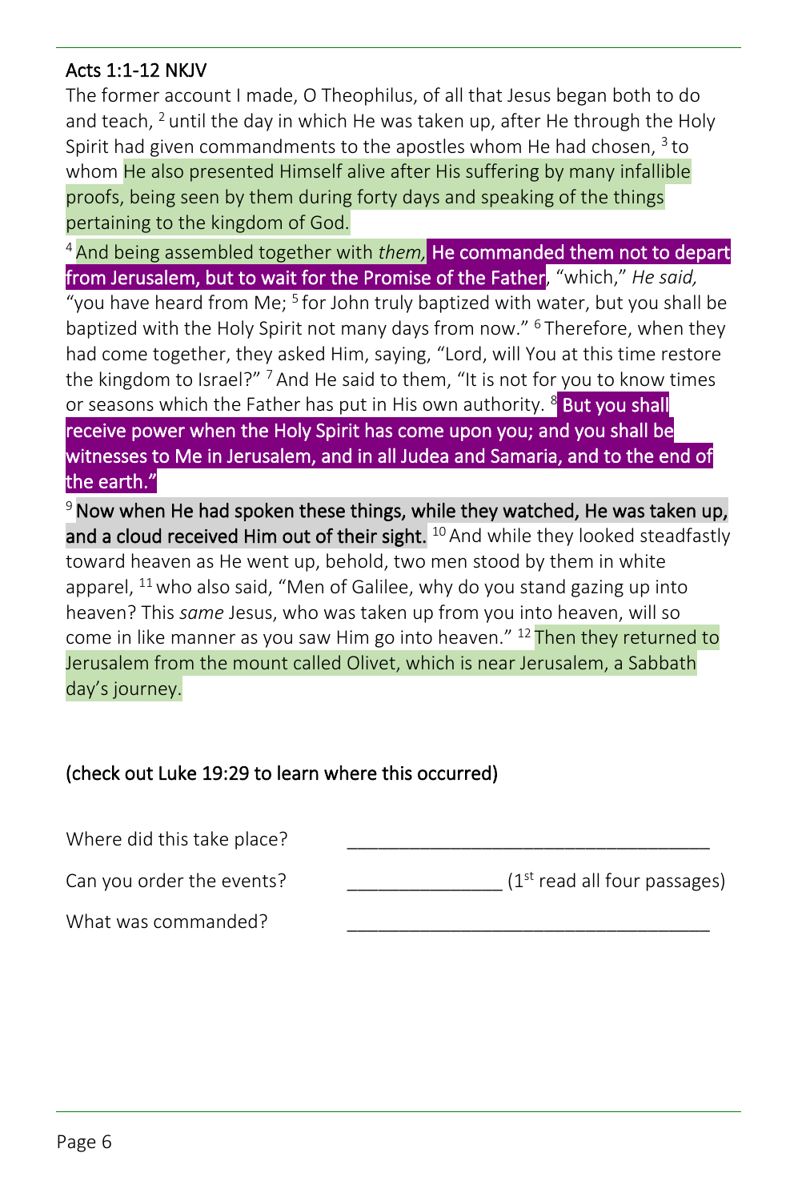## Acts 1:1-12 NKJV

The former account I made, O Theophilus, of all that Jesus began both to do and teach, [2] until the day in which He was taken up, after He through the Holy Spirit had given commandments to the apostles whom He had chosen, [3] to whom He also presented Himself alive after His suffering by many infallible proofs, being seen by them during forty days and speaking of the things pertaining to the kingdom of God.

[4] And being assembled together with *them,* **He commanded them not to depart from Jerusalem, but to wait for the Promise of the Father**, "which," *He said,* "you have heard from Me; [5] for John truly baptized with water, but you shall be baptized with the Holy Spirit not many days from now." [6] Therefore, when they had come together, they asked Him, saying, "Lord, will You at this time restore the kingdom to Israel?" [7] And He said to them, "It is not for you to know times or seasons which the Father has put in His own authority. [8] **But you shall receive power when the Holy Spirit has come upon you; and you shall be witnesses to Me in Jerusalem, and in all Judea and Samaria, and to the end of the earth."**

[9] Now when He had spoken these things, while they watched, He was taken up, and a cloud received Him out of their sight. [10] And while they looked steadfastly toward heaven as He went up, behold, two men stood by them in white apparel, [11] who also said, "Men of Galilee, why do you stand gazing up into heaven? This *same* Jesus, who was taken up from you into heaven, will so come in like manner as you saw Him go into heaven." [12] Then they returned to Jerusalem from the mount called Olivet, which is near Jerusalem, a Sabbath day's journey.

(check out Luke 19:29 to learn where this occurred)

Where did this take place? ___________________________________

Can you order the events? _______________ (1st read all four passages)

What was commanded? ___________________________________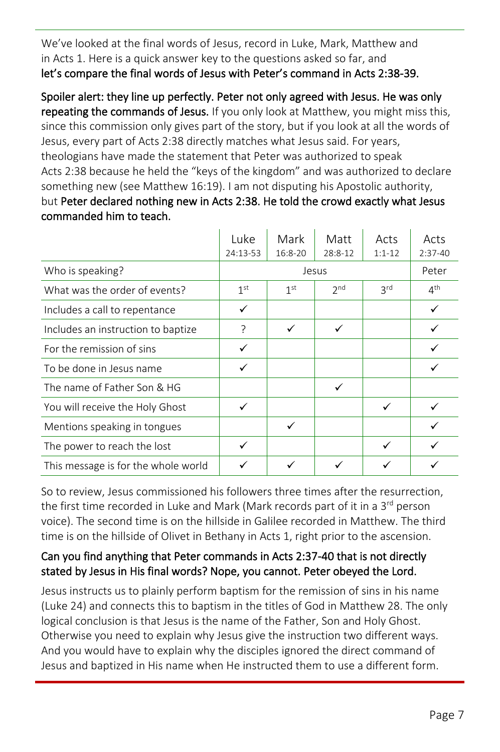We've looked at the final words of Jesus, record in Luke, Mark, Matthew and in Acts 1. Here is a quick answer key to the questions asked so far, and **let's compare the final words of Jesus with Peter's command in Acts 2:38-39.**

**Spoiler alert: they line up perfectly. Peter not only agreed with Jesus. He was only repeating the commands of Jesus.** If you only look at Matthew, you might miss this, since this commission only gives part of the story, but if you look at all the words of Jesus, every part of Acts 2:38 directly matches what Jesus said. For years, theologians have made the statement that Peter was authorized to speak Acts 2:38 because he held the "keys of the kingdom" and was authorized to declare something new (see Matthew 16:19). I am not disputing his Apostolic authority, but **Peter declared nothing new in Acts 2:38. He told the crowd exactly what Jesus commanded him to teach.**

| | Luke 24:13-53 | Mark 16:8-20 | Matt 28:8-12 | Acts 1:1-12 | Acts 2:37-40 |
|---|---|---|---|---|---|
| Who is speaking? | Jesus | | | | Peter |
| What was the order of events? | 1st | 1st | 2nd | 3rd | 4th |
| Includes a call to repentance | ✓ | | | | ✓ |
| Includes an instruction to baptize | ? | ✓ | ✓ | | ✓ |
| For the remission of sins | ✓ | | | | ✓ |
| To be done in Jesus name | ✓ | | | | ✓ |
| The name of Father Son & HG | | | ✓ | | |
| You will receive the Holy Ghost | ✓ | | | ✓ | ✓ |
| Mentions speaking in tongues | | ✓ | | | ✓ |
| The power to reach the lost | ✓ | | | ✓ | ✓ |
| This message is for the whole world | ✓ | ✓ | ✓ | ✓ | ✓ |

So to review, Jesus commissioned his followers three times after the resurrection, the first time recorded in Luke and Mark (Mark records part of it in a 3rd person voice). The second time is on the hillside in Galilee recorded in Matthew. The third time is on the hillside of Olivet in Bethany in Acts 1, right prior to the ascension.

**Can you find anything that Peter commands in Acts 2:37-40 that is not directly stated by Jesus in His final words? Nope, you cannot. Peter obeyed the Lord.**

Jesus instructs us to plainly perform baptism for the remission of sins in his name (Luke 24) and connects this to baptism in the titles of God in Matthew 28. The only logical conclusion is that Jesus is the name of the Father, Son and Holy Ghost. Otherwise you need to explain why Jesus give the instruction two different ways. And you would have to explain why the disciples ignored the direct command of Jesus and baptized in His name when He instructed them to use a different form.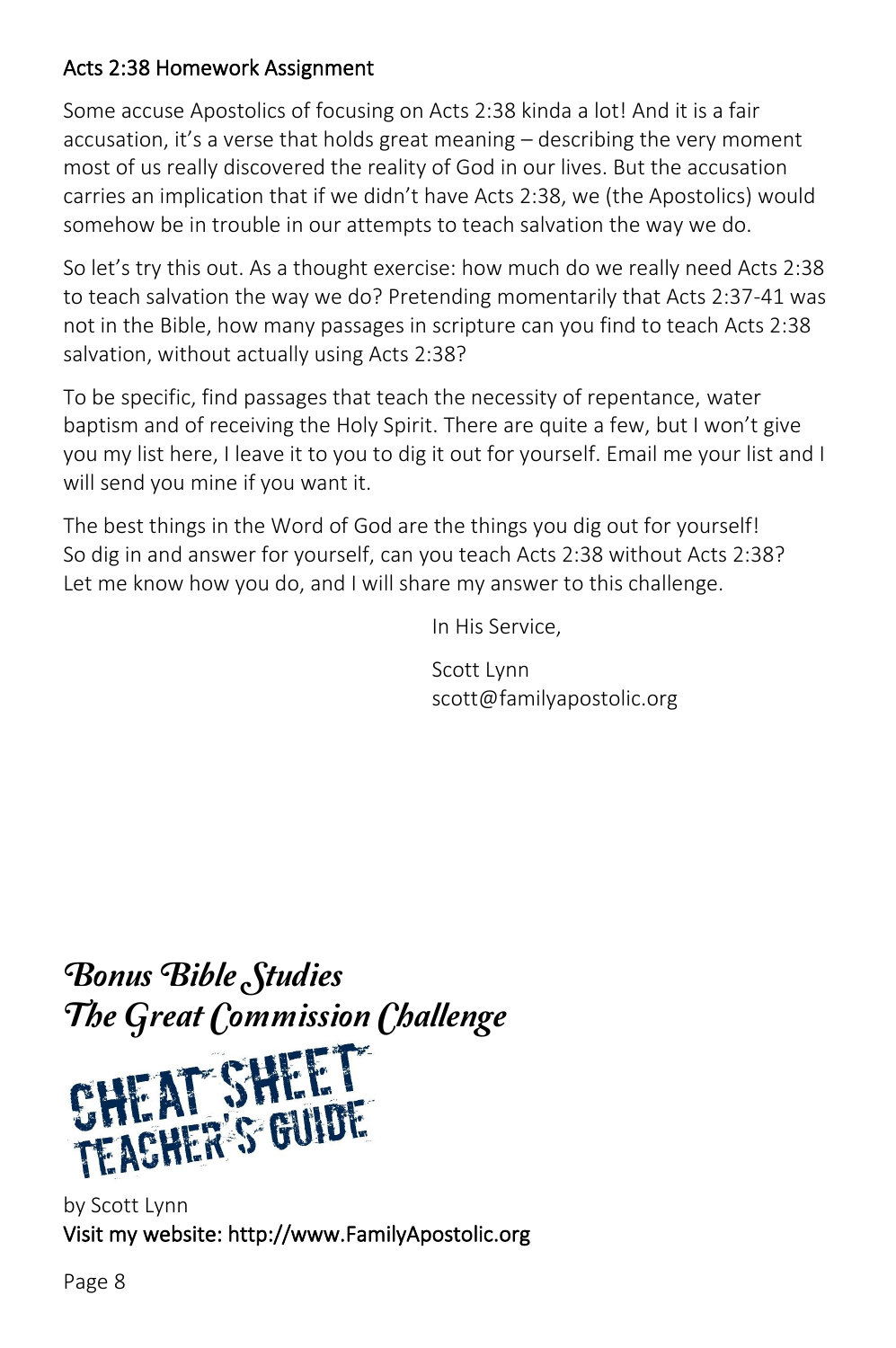## Acts 2:38 Homework Assignment

Some accuse Apostolics of focusing on Acts 2:38 kinda a lot! And it is a fair accusation, it's a verse that holds great meaning – describing the very moment most of us really discovered the reality of God in our lives. But the accusation carries an implication that if we didn't have Acts 2:38, we (the Apostolics) would somehow be in trouble in our attempts to teach salvation the way we do.

So let's try this out. As a thought exercise: how much do we really need Acts 2:38 to teach salvation the way we do? Pretending momentarily that Acts 2:37-41 was not in the Bible, how many passages in scripture can you find to teach Acts 2:38 salvation, without actually using Acts 2:38?

To be specific, find passages that teach the necessity of repentance, water baptism and of receiving the Holy Spirit. There are quite a few, but I won't give you my list here, I leave it to you to dig it out for yourself. Email me your list and I will send you mine if you want it.

The best things in the Word of God are the things you dig out for yourself! So dig in and answer for yourself, can you teach Acts 2:38 without Acts 2:38? Let me know how you do, and I will share my answer to this challenge.

In His Service,

Scott Lynn
scott@familyapostolic.org

# *Bonus Bible Studies*
# *The Great Commission Challenge*

**CHEAT SHEET**
**TEACHER'S GUIDE**

by Scott Lynn
Visit my website: http://www.FamilyApostolic.org